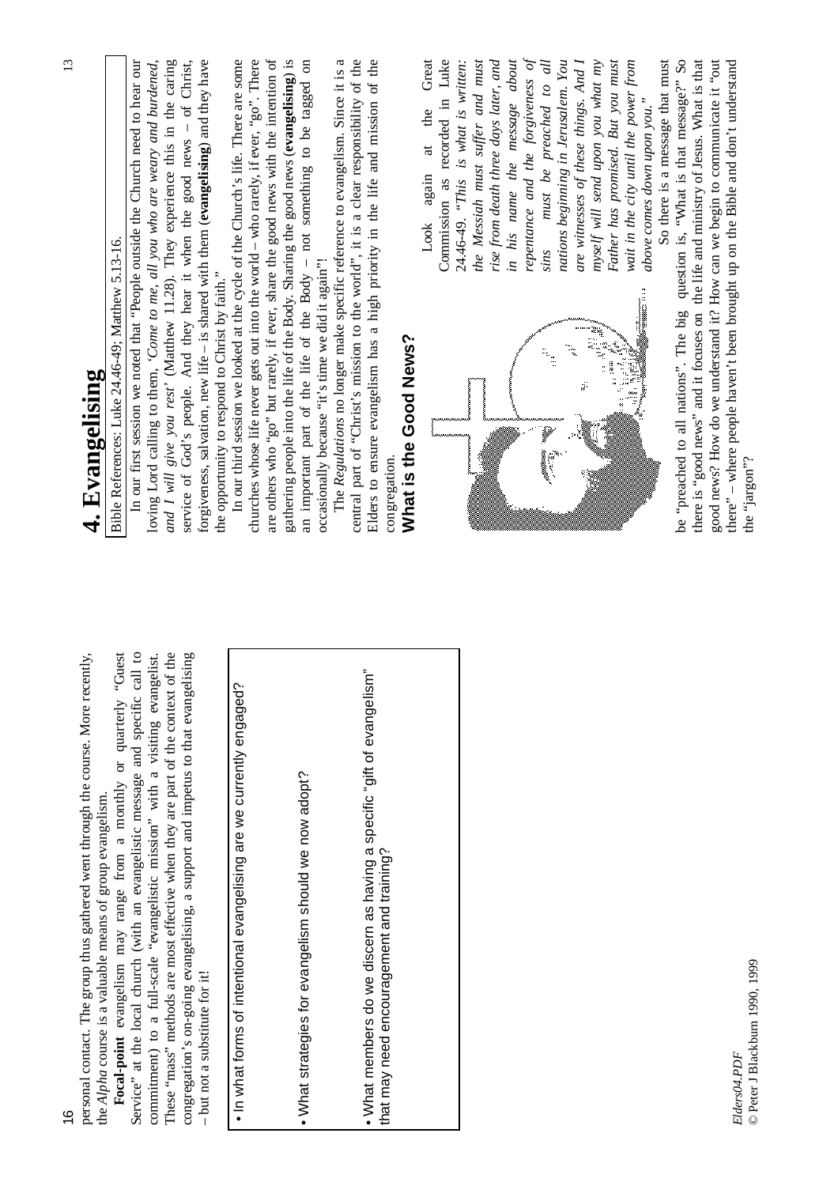personal contact. The group thus gathered went through the course. More recently, the *Alpha* course is a valuable means of group evangelism.

**Focal-point** evangelism may range from a monthly or quarterly "Guest Service" at the local church (with an evangelistic message and specific call to commitment) to a full-scale "evangelistic mission" with a visiting evangelist. These "mass" methods are most effective when they are part of the context of the congregation's on-going evangelising, a support and impetus to that evangelising – but not a substitute for it!

- In what forms of intentional evangelising are we currently engaged?

- What strategies for evangelism should we now adopt?

- What members do we discern as having a specific "gift of evangelism" that may need encouragement and training?

*Elders04.PDF*
© Peter J Blackburn 1990, 1999

# 4. Evangelising

Bible References: Luke 24.46-49; Matthew 5.13-16.

In our first session we noted that "People outside the Church need to hear our loving Lord calling to them, '*Come to me, all you who are weary and burdened, and I will give you rest*' (Matthew 11.28). They experience this in the caring service of God's people. And they hear it when the good news – of Christ, forgiveness, salvation, new life – is shared with them (**evangelising**) and they have the opportunity to respond to Christ by faith."

In our third session we looked at the cycle of the Church's life. There are some churches whose life never gets out into the world – who rarely, if ever, "go". There are others who "go" but rarely, if ever, share the good news with the intention of gathering people into the life of the Body. Sharing the good news (**evangelising**) is an important part of the life of the Body – not something to be tagged on occasionally because "it's time we did it again"!

The *Regulations* no longer make specific reference to evangelism. Since it is a central part of "Christ's mission to the world", it is a clear responsibility of the Elders to ensure evangelism has a high priority in the life and mission of the congregation.

## What is the Good News?

Look again at the Great Commission as recorded in Luke 24.46-49. *"This is what is written: the Messiah must suffer and must rise from death three days later, and in his name the message about repentance and the forgiveness of sins must be preached to all nations beginning in Jerusalem. You are witnesses of these things. And I myself will send upon you what my Father has promised. But you must wait in the city until the power from above comes down upon you."*

So there is a message that must be "preached to all nations". The big question is, "What is that message?" So there is "good news" and it focuses on the life and ministry of Jesus. What is that good news? How do we understand it? How can we begin to communicate it "out there" – where people haven't been brought up on the Bible and don't understand the "jargon"?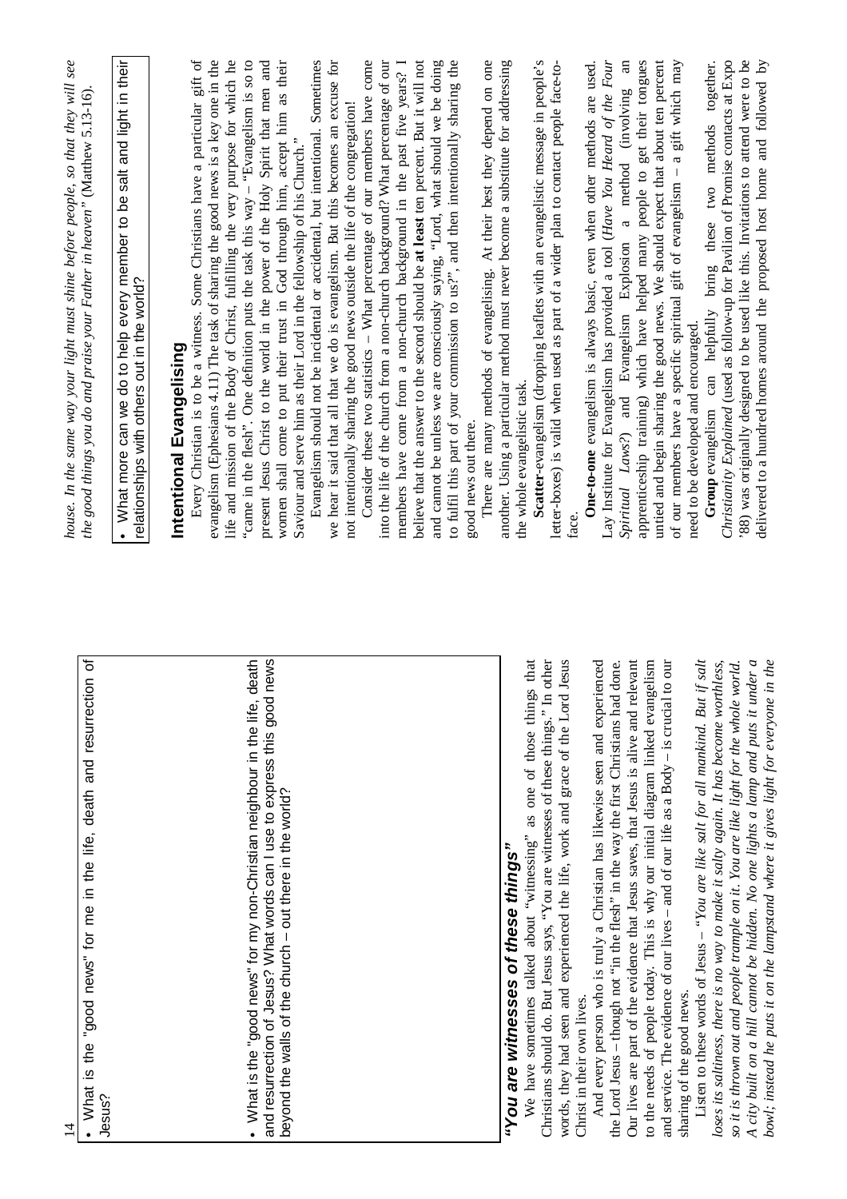• What is the "good news" for me in the life, death and resurrection of Jesus?

• What is the "good news" for my non-Christian neighbour in the life, death and resurrection of Jesus? What words can I use to express this good news beyond the walls of the church – out there in the world?

## *"You are witnesses of these things"*

We have sometimes talked about "witnessing" as one of those things that Christians should do. But Jesus says, "You are witnesses of these things." In other words, they had seen and experienced the life, work and grace of the Lord Jesus Christ in their own lives.

And every person who is truly a Christian has likewise seen and experienced the Lord Jesus – though not "in the flesh" in the way the first Christians had done. Our lives are part of the evidence that Jesus saves, that Jesus is alive and relevant to the needs of people today. This is why our initial diagram linked evangelism and service. The evidence of our lives – and of our life as a Body – is crucial to our sharing of the good news.

Listen to these words of Jesus – *"You are like salt for all mankind. But if salt loses its saltiness, there is no way to make it salty again. It has become worthless, so it is thrown out and people trample on it. You are like light for the whole world. A city built on a hill cannot be hidden. No one lights a lamp and puts it under a bowl; instead he puts it on the lampstand where it gives light for everyone in the house. In the same way your light must shine before people, so that they will see the good things you do and praise your Father in heaven"* (Matthew 5.13-16).

• What more can we do to help every member to be salt and light in their relationships with others out in the world?

## Intentional Evangelising

Every Christian is to be a witness. Some Christians have a particular gift of evangelism (Ephesians 4.11) The task of sharing the good news is a key one in the life and mission of the Body of Christ, fulfilling the very purpose for which he "came in the flesh". One definition puts the task this way – "Evangelism is so to present Jesus Christ to the world in the power of the Holy Spirit that men and women shall come to put their trust in God through him, accept him as their Saviour and serve him as their Lord in the fellowship of his Church."

Evangelism should not be incidental or accidental, but intentional. Sometimes we hear it said that all that we do is evangelism. But this becomes an excuse for not intentionally sharing the good news outside the life of the congregation!

Consider these two statistics – What percentage of our members have come into the life of the church from a non-church background? What percentage of our members have come from a non-church background in the past five years? I believe that the answer to the second should be **at least** ten percent. But it will not and cannot be unless we are consciously saying, "Lord, what should we be doing to fulfil this part of your commission to us?", and then intentionally sharing the good news out there.

There are many methods of evangelising. At their best they depend on one another. Using a particular method must never become a substitute for addressing the whole evangelistic task.

**Scatter**-evangelism (dropping leaflets with an evangelistic message in people's letter-boxes) is valid when used as part of a wider plan to contact people face-to-face.

**One-to-one** evangelism is always basic, even when other methods are used. Lay Institute for Evangelism has provided a tool (*Have You Heard of the Four Spiritual Laws?*) and Evangelism Explosion a method (involving an apprenticeship training) which have helped many people to get their tongues untied and begin sharing the good news. We should expect that about ten percent of our members have a specific spiritual gift of evangelism – a gift which may need to be developed and encouraged.

**Group** evangelism can helpfully bring these two methods together. *Christianity Explained* (used as follow-up for Pavilion of Promise contacts at Expo '88) was originally designed to be used like this. Invitations to attend were to be delivered to a hundred homes around the proposed host home and followed by